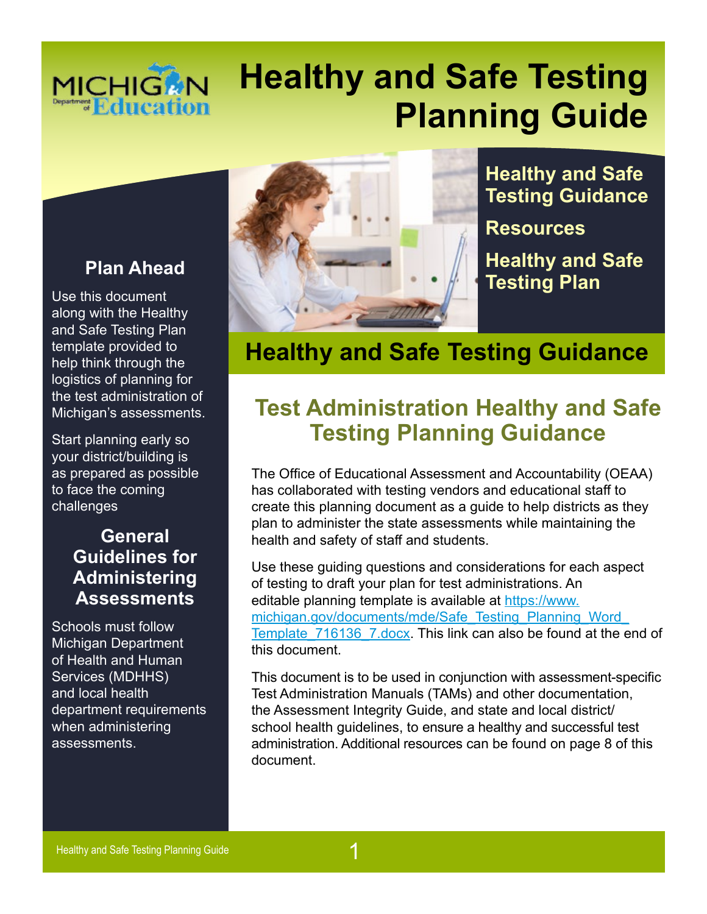# Healthy and Safe Testing Planning Guide

Healthy and Safe Testing Guidance

Resources

Healthy and Safe Testing Plan

### Plan Ahead

Use this document along with the Healthy and Safe Testing Plan template provided to help think through the logistics of planning for the test administration of Michigan's assessments.

Start planning early so your district/building is as prepared as possible to face the coming challenges

### General Guidelines for Administering Assessments

Schools must follow Michigan Department of Health and Human Services (MDHHS) and local health department requirements when administering assessments.

## Healthy and Safe Testing Guidance

### Test Administration Healthy and Safe Testing Planning Guidance

The Office of Educational Assessment and Accountability (OEAA) has collaborated with testing vendors and educational staff to create this planning document as a guide to help districts as they plan to administer the state assessments while maintaining the health and safety of staff and students.

Use these guiding questions and considerations for each aspect of testing to draft your plan for test administrations. An editable planning template is available at [https://www.michigan.gov/documents/mde/Safe_Testing_Planning_Word_Template_716136_7.docx](https://www.michigan.gov/documents/mde/Safe_Testing_Planning_Word_Template_716136_7.docx). This link can also be found at the end of this document.

This document is to be used in conjunction with assessment-specific Test Administration Manuals (TAMs) and other documentation, the Assessment Integrity Guide, and state and local district/school health guidelines, to ensure a healthy and successful test administration. Additional resources can be found on page 8 of this document.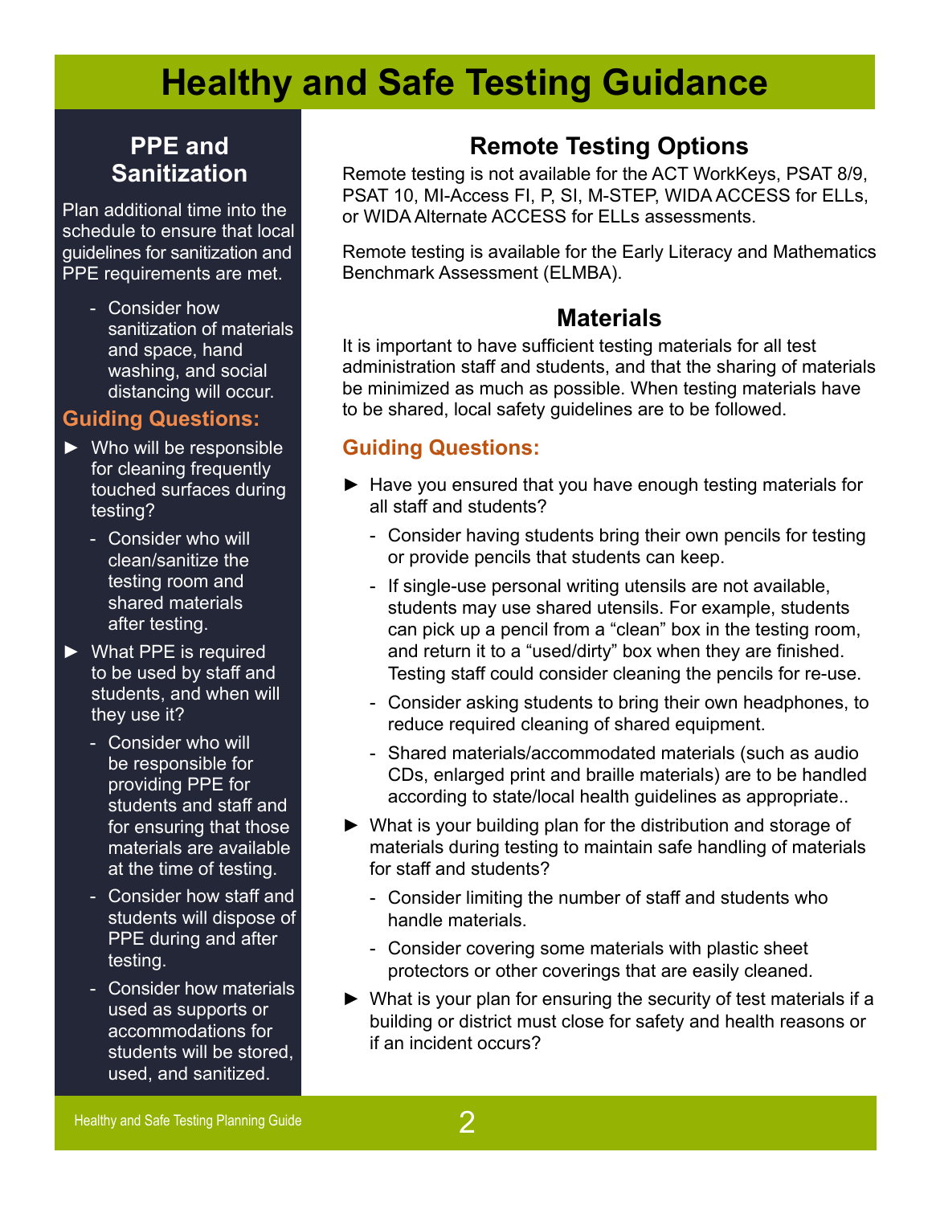# Healthy and Safe Testing Guidance

## PPE and Sanitization

Plan additional time into the schedule to ensure that local guidelines for sanitization and PPE requirements are met.

- Consider how sanitization of materials and space, hand washing, and social distancing will occur.

### Guiding Questions:

- ► Who will be responsible for cleaning frequently touched surfaces during testing?
  - Consider who will clean/sanitize the testing room and shared materials after testing.
- ► What PPE is required to be used by staff and students, and when will they use it?
  - Consider who will be responsible for providing PPE for students and staff and for ensuring that those materials are available at the time of testing.
  - Consider how staff and students will dispose of PPE during and after testing.
  - Consider how materials used as supports or accommodations for students will be stored, used, and sanitized.

## Remote Testing Options

Remote testing is not available for the ACT WorkKeys, PSAT 8/9, PSAT 10, MI-Access FI, P, SI, M-STEP, WIDA ACCESS for ELLs, or WIDA Alternate ACCESS for ELLs assessments.

Remote testing is available for the Early Literacy and Mathematics Benchmark Assessment (ELMBA).

## Materials

It is important to have sufficient testing materials for all test administration staff and students, and that the sharing of materials be minimized as much as possible. When testing materials have to be shared, local safety guidelines are to be followed.

### Guiding Questions:

- ► Have you ensured that you have enough testing materials for all staff and students?
  - Consider having students bring their own pencils for testing or provide pencils that students can keep.
  - If single-use personal writing utensils are not available, students may use shared utensils. For example, students can pick up a pencil from a "clean" box in the testing room, and return it to a "used/dirty" box when they are finished. Testing staff could consider cleaning the pencils for re-use.
  - Consider asking students to bring their own headphones, to reduce required cleaning of shared equipment.
  - Shared materials/accommodated materials (such as audio CDs, enlarged print and braille materials) are to be handled according to state/local health guidelines as appropriate..
- ► What is your building plan for the distribution and storage of materials during testing to maintain safe handling of materials for staff and students?
  - Consider limiting the number of staff and students who handle materials.
  - Consider covering some materials with plastic sheet protectors or other coverings that are easily cleaned.
- ► What is your plan for ensuring the security of test materials if a building or district must close for safety and health reasons or if an incident occurs?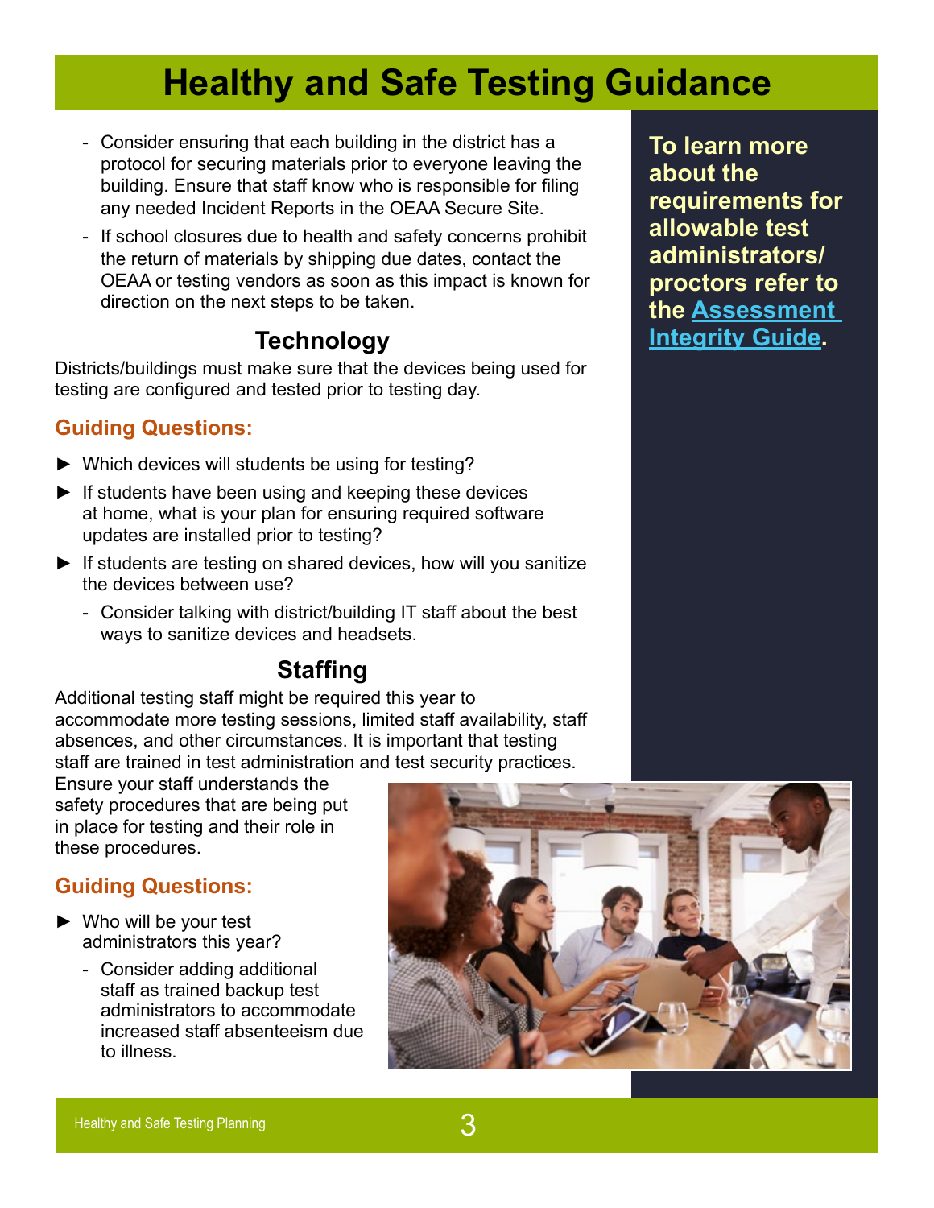# Healthy and Safe Testing Guidance

- Consider ensuring that each building in the district has a protocol for securing materials prior to everyone leaving the building. Ensure that staff know who is responsible for filing any needed Incident Reports in the OEAA Secure Site.
- If school closures due to health and safety concerns prohibit the return of materials by shipping due dates, contact the OEAA or testing vendors as soon as this impact is known for direction on the next steps to be taken.

## Technology

Districts/buildings must make sure that the devices being used for testing are configured and tested prior to testing day.

### Guiding Questions:

- Which devices will students be using for testing?
- If students have been using and keeping these devices at home, what is your plan for ensuring required software updates are installed prior to testing?
- If students are testing on shared devices, how will you sanitize the devices between use?
  - Consider talking with district/building IT staff about the best ways to sanitize devices and headsets.

## Staffing

Additional testing staff might be required this year to accommodate more testing sessions, limited staff availability, staff absences, and other circumstances. It is important that testing staff are trained in test administration and test security practices. Ensure your staff understands the safety procedures that are being put in place for testing and their role in these procedures.

### Guiding Questions:

- Who will be your test administrators this year?
  - Consider adding additional staff as trained backup test administrators to accommodate increased staff absenteeism due to illness.

**To learn more about the requirements for allowable test administrators/ proctors refer to the Assessment Integrity Guide.**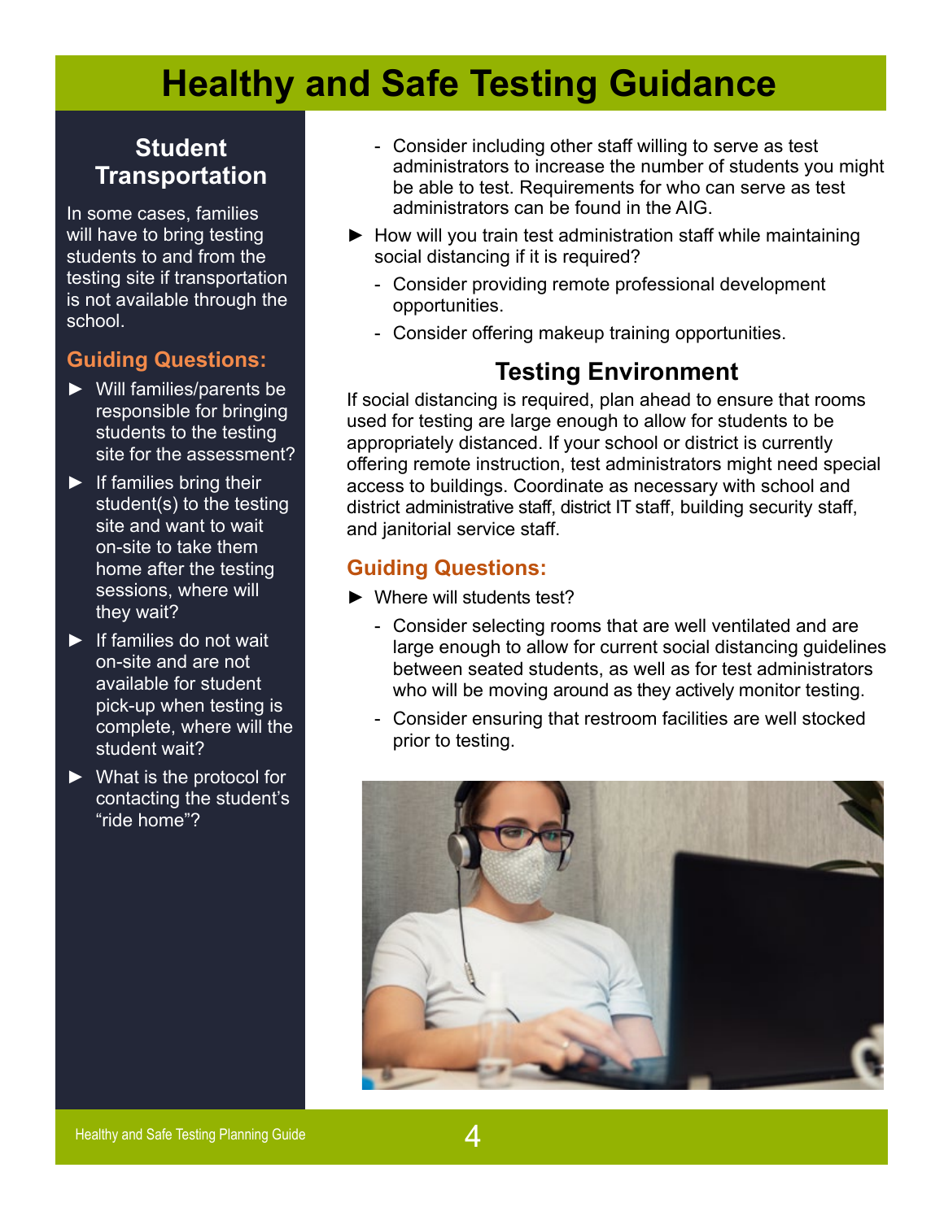# Healthy and Safe Testing Guidance

## Student Transportation

In some cases, families will have to bring testing students to and from the testing site if transportation is not available through the school.

### Guiding Questions:

- Will families/parents be responsible for bringing students to the testing site for the assessment?
- If families bring their student(s) to the testing site and want to wait on-site to take them home after the testing sessions, where will they wait?
- If families do not wait on-site and are not available for student pick-up when testing is complete, where will the student wait?
- What is the protocol for contacting the student's "ride home"?

  - Consider including other staff willing to serve as test administrators to increase the number of students you might be able to test. Requirements for who can serve as test administrators can be found in the AIG.
- How will you train test administration staff while maintaining social distancing if it is required?
  - Consider providing remote professional development opportunities.
  - Consider offering makeup training opportunities.

## Testing Environment

If social distancing is required, plan ahead to ensure that rooms used for testing are large enough to allow for students to be appropriately distanced. If your school or district is currently offering remote instruction, test administrators might need special access to buildings. Coordinate as necessary with school and district administrative staff, district IT staff, building security staff, and janitorial service staff.

### Guiding Questions:

- Where will students test?
  - Consider selecting rooms that are well ventilated and are large enough to allow for current social distancing guidelines between seated students, as well as for test administrators who will be moving around as they actively monitor testing.
  - Consider ensuring that restroom facilities are well stocked prior to testing.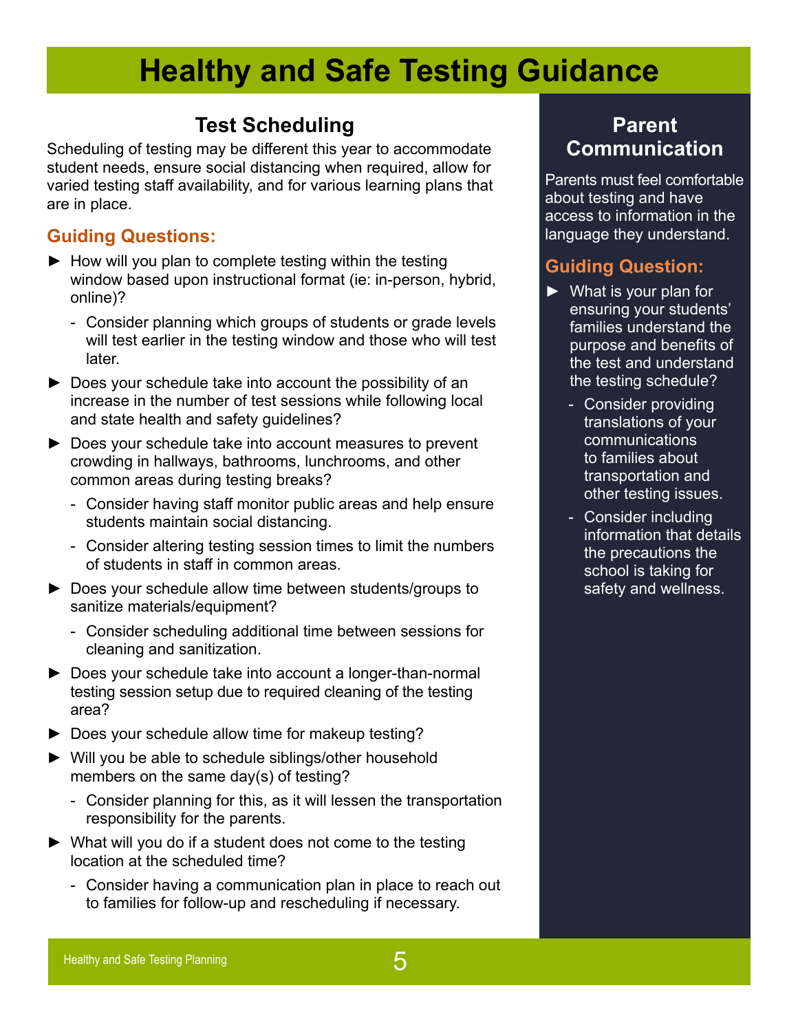# Healthy and Safe Testing Guidance

## Test Scheduling

Scheduling of testing may be different this year to accommodate student needs, ensure social distancing when required, allow for varied testing staff availability, and for various learning plans that are in place.

### Guiding Questions:

- How will you plan to complete testing within the testing window based upon instructional format (ie: in-person, hybrid, online)?
  - Consider planning which groups of students or grade levels will test earlier in the testing window and those who will test later.
- Does your schedule take into account the possibility of an increase in the number of test sessions while following local and state health and safety guidelines?
- Does your schedule take into account measures to prevent crowding in hallways, bathrooms, lunchrooms, and other common areas during testing breaks?
  - Consider having staff monitor public areas and help ensure students maintain social distancing.
  - Consider altering testing session times to limit the numbers of students in staff in common areas.
- Does your schedule allow time between students/groups to sanitize materials/equipment?
  - Consider scheduling additional time between sessions for cleaning and sanitization.
- Does your schedule take into account a longer-than-normal testing session setup due to required cleaning of the testing area?
- Does your schedule allow time for makeup testing?
- Will you be able to schedule siblings/other household members on the same day(s) of testing?
  - Consider planning for this, as it will lessen the transportation responsibility for the parents.
- What will you do if a student does not come to the testing location at the scheduled time?
  - Consider having a communication plan in place to reach out to families for follow-up and rescheduling if necessary.

## Parent Communication

Parents must feel comfortable about testing and have access to information in the language they understand.

### Guiding Question:

- What is your plan for ensuring your students' families understand the purpose and benefits of the test and understand the testing schedule?
  - Consider providing translations of your communications to families about transportation and other testing issues.
  - Consider including information that details the precautions the school is taking for safety and wellness.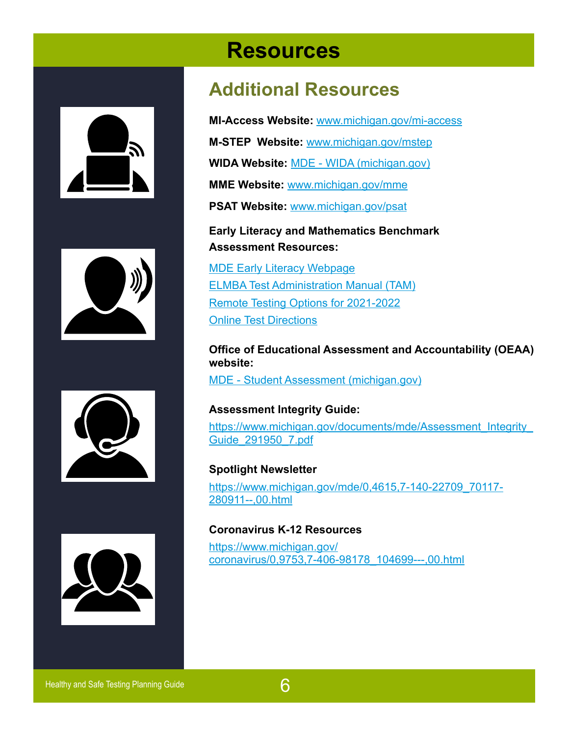# Resources

## Additional Resources

**MI-Access Website:** www.michigan.gov/mi-access

**M-STEP Website:** www.michigan.gov/mstep

**WIDA Website:** MDE - WIDA (michigan.gov)

**MME Website:** www.michigan.gov/mme

**PSAT Website:** www.michigan.gov/psat

**Early Literacy and Mathematics Benchmark Assessment Resources:**

MDE Early Literacy Webpage
ELMBA Test Administration Manual (TAM)
Remote Testing Options for 2021-2022
Online Test Directions

**Office of Educational Assessment and Accountability (OEAA) website:**

MDE - Student Assessment (michigan.gov)

**Assessment Integrity Guide:**

https://www.michigan.gov/documents/mde/Assessment_Integrity_Guide_291950_7.pdf

**Spotlight Newsletter**

https://www.michigan.gov/mde/0,4615,7-140-22709_70117-280911--,00.html

**Coronavirus K-12 Resources**

https://www.michigan.gov/coronavirus/0,9753,7-406-98178_104699---,00.html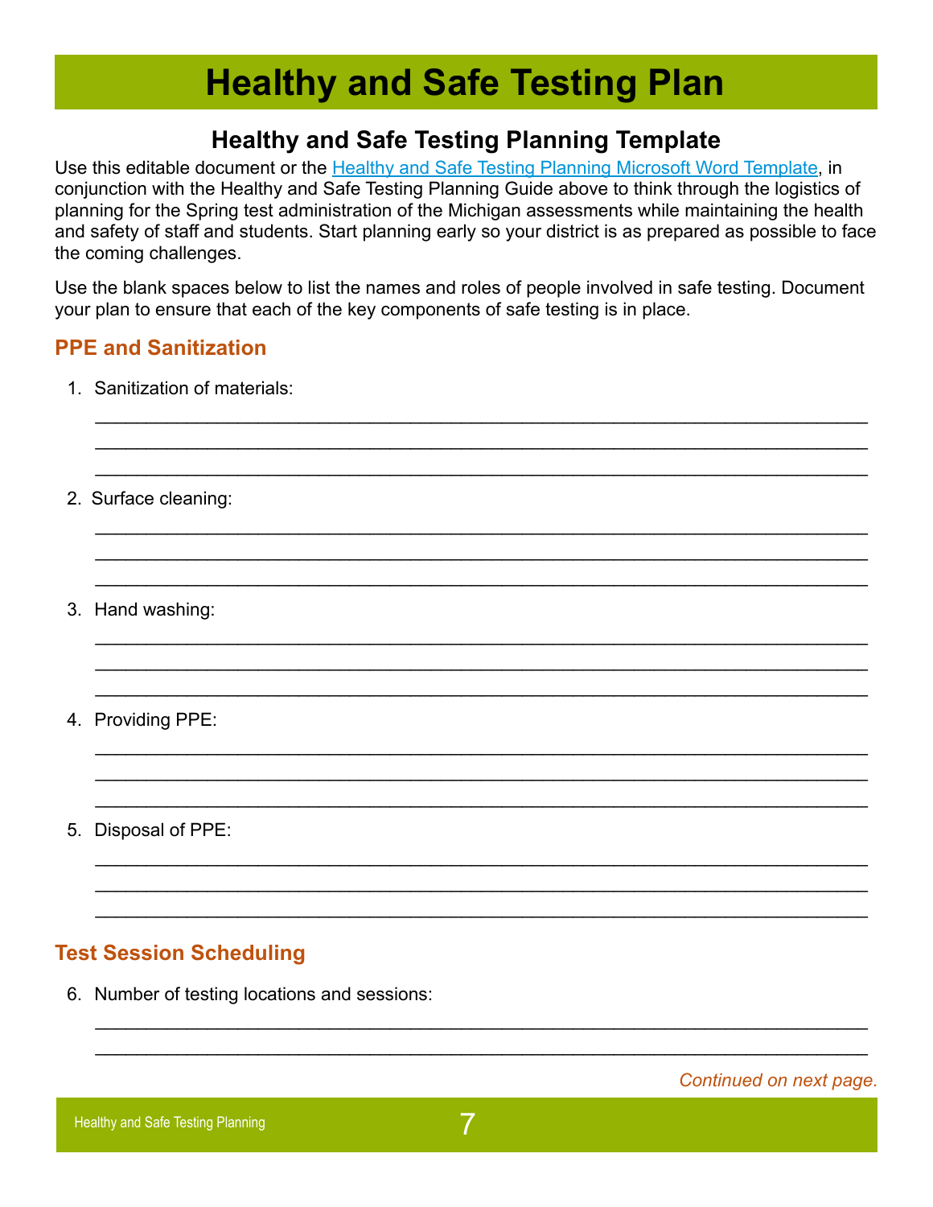# Healthy and Safe Testing Plan

## Healthy and Safe Testing Planning Template

Use this editable document or the [Healthy and Safe Testing Planning Microsoft Word Template](), in conjunction with the Healthy and Safe Testing Planning Guide above to think through the logistics of planning for the Spring test administration of the Michigan assessments while maintaining the health and safety of staff and students. Start planning early so your district is as prepared as possible to face the coming challenges.

Use the blank spaces below to list the names and roles of people involved in safe testing. Document your plan to ensure that each of the key components of safe testing is in place.

### PPE and Sanitization

1. Sanitization of materials:

   ______________________________________________________________________________
   ______________________________________________________________________________
   ______________________________________________________________________________

2. Surface cleaning:

   ______________________________________________________________________________
   ______________________________________________________________________________
   ______________________________________________________________________________

3. Hand washing:

   ______________________________________________________________________________
   ______________________________________________________________________________
   ______________________________________________________________________________

4. Providing PPE:

   ______________________________________________________________________________
   ______________________________________________________________________________
   ______________________________________________________________________________

5. Disposal of PPE:

   ______________________________________________________________________________
   ______________________________________________________________________________
   ______________________________________________________________________________

### Test Session Scheduling

6. Number of testing locations and sessions:

   ______________________________________________________________________________
   ______________________________________________________________________________

*Continued on next page.*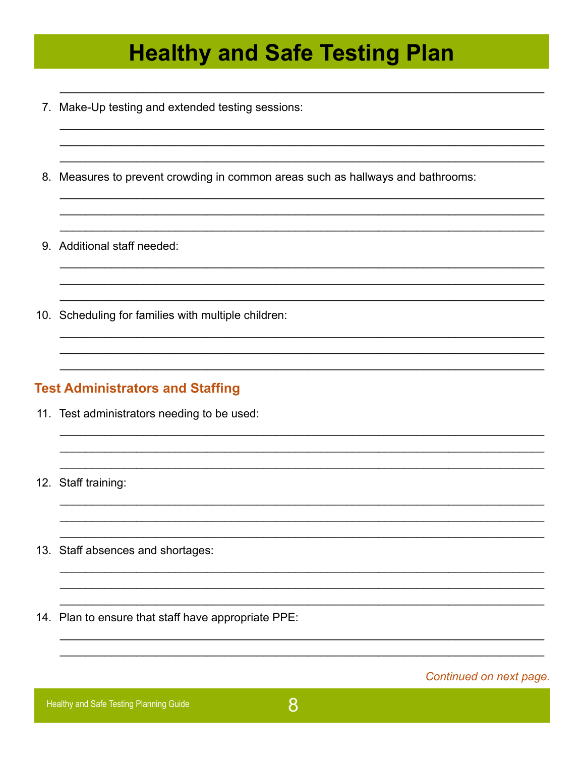# Healthy and Safe Testing Plan

7. Make-Up testing and extended testing sessions:

8. Measures to prevent crowding in common areas such as hallways and bathrooms:

9. Additional staff needed:

10. Scheduling for families with multiple children:

## Test Administrators and Staffing

11. Test administrators needing to be used:

12. Staff training:

13. Staff absences and shortages:

14. Plan to ensure that staff have appropriate PPE:

*Continued on next page.*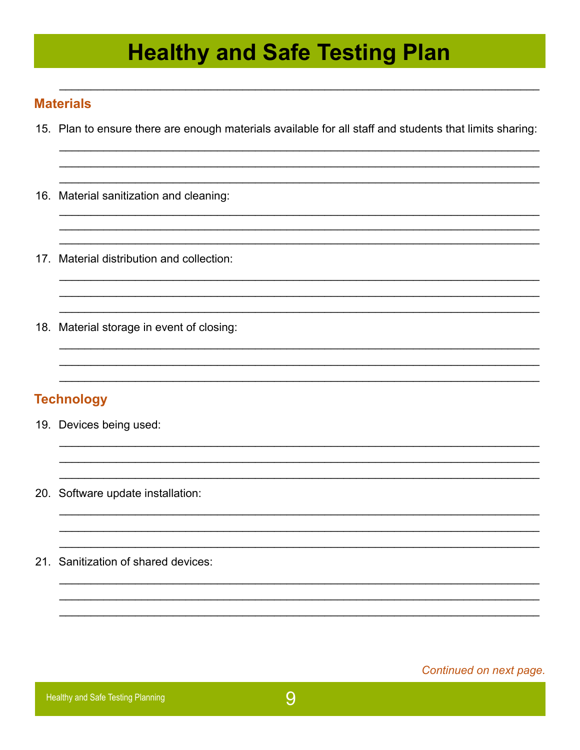# Healthy and Safe Testing Plan

_____________________________________________________________________________

## Materials

15. Plan to ensure there are enough materials available for all staff and students that limits sharing:

_____________________________________________________________________________
_____________________________________________________________________________
_____________________________________________________________________________

16. Material sanitization and cleaning:

_____________________________________________________________________________
_____________________________________________________________________________
_____________________________________________________________________________

17. Material distribution and collection:

_____________________________________________________________________________
_____________________________________________________________________________
_____________________________________________________________________________

18. Material storage in event of closing:

_____________________________________________________________________________
_____________________________________________________________________________
_____________________________________________________________________________

## Technology

19. Devices being used:

_____________________________________________________________________________
_____________________________________________________________________________
_____________________________________________________________________________

20. Software update installation:

_____________________________________________________________________________
_____________________________________________________________________________
_____________________________________________________________________________

21. Sanitization of shared devices:

_____________________________________________________________________________
_____________________________________________________________________________
_____________________________________________________________________________

*Continued on next page.*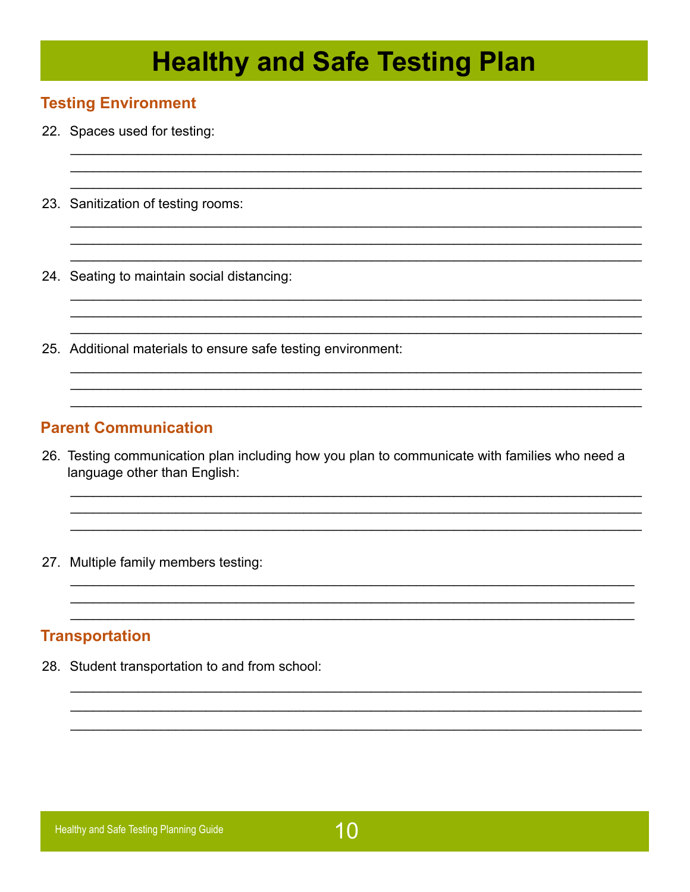# Healthy and Safe Testing Plan

## Testing Environment

22. Spaces used for testing:

______________________________________________________________________________
______________________________________________________________________________
______________________________________________________________________________

23. Sanitization of testing rooms:

______________________________________________________________________________
______________________________________________________________________________
______________________________________________________________________________

24. Seating to maintain social distancing:

______________________________________________________________________________
______________________________________________________________________________
______________________________________________________________________________

25. Additional materials to ensure safe testing environment:

______________________________________________________________________________
______________________________________________________________________________
______________________________________________________________________________

## Parent Communication

26. Testing communication plan including how you plan to communicate with families who need a language other than English:

______________________________________________________________________________
______________________________________________________________________________
______________________________________________________________________________

27. Multiple family members testing:

______________________________________________________________________________
______________________________________________________________________________
______________________________________________________________________________

## Transportation

28. Student transportation to and from school:

______________________________________________________________________________
______________________________________________________________________________
______________________________________________________________________________